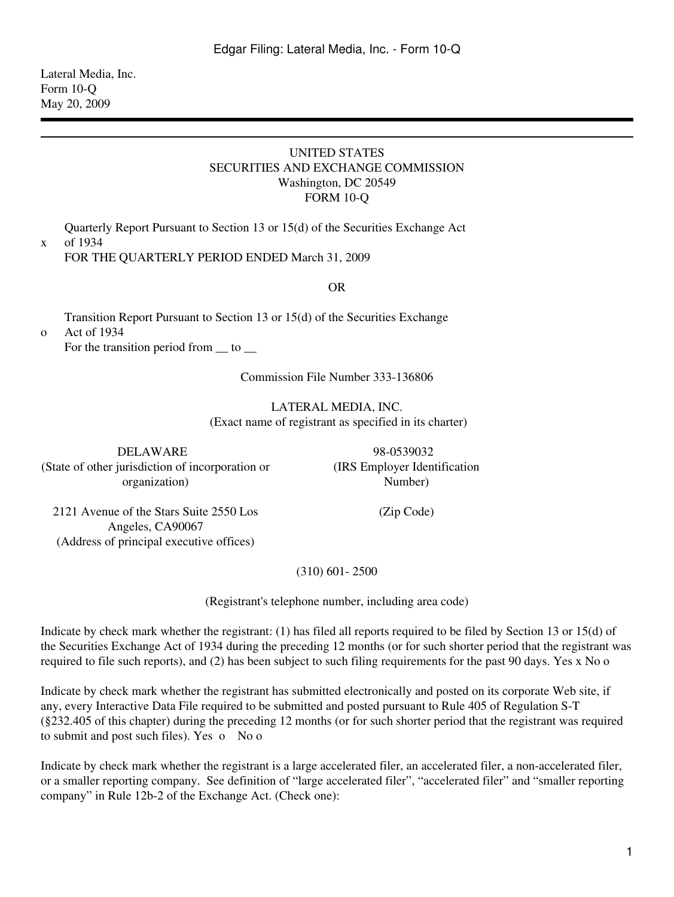Lateral Media, Inc.
Form 10-Q
May 20, 2009

---

UNITED STATES
SECURITIES AND EXCHANGE COMMISSION
Washington, DC 20549
FORM 10-Q

x Quarterly Report Pursuant to Section 13 or 15(d) of the Securities Exchange Act of 1934
FOR THE QUARTERLY PERIOD ENDED March 31, 2009

OR

o Transition Report Pursuant to Section 13 or 15(d) of the Securities Exchange Act of 1934
For the transition period from __ to __

Commission File Number 333-136806

LATERAL MEDIA, INC.
(Exact name of registrant as specified in its charter)

| DELAWARE | 98-0539032 |
|---|---|
| (State of other jurisdiction of incorporation or organization) | (IRS Employer Identification Number) |
| 2121 Avenue of the Stars Suite 2550 Los Angeles, CA90067 (Address of principal executive offices) | (Zip Code) |

(310) 601- 2500

(Registrant's telephone number, including area code)

Indicate by check mark whether the registrant: (1) has filed all reports required to be filed by Section 13 or 15(d) of the Securities Exchange Act of 1934 during the preceding 12 months (or for such shorter period that the registrant was required to file such reports), and (2) has been subject to such filing requirements for the past 90 days. Yes x No o

Indicate by check mark whether the registrant has submitted electronically and posted on its corporate Web site, if any, every Interactive Data File required to be submitted and posted pursuant to Rule 405 of Regulation S-T (§232.405 of this chapter) during the preceding 12 months (or for such shorter period that the registrant was required to submit and post such files). Yes o No o

Indicate by check mark whether the registrant is a large accelerated filer, an accelerated filer, a non-accelerated filer, or a smaller reporting company. See definition of "large accelerated filer", "accelerated filer" and "smaller reporting company" in Rule 12b-2 of the Exchange Act. (Check one):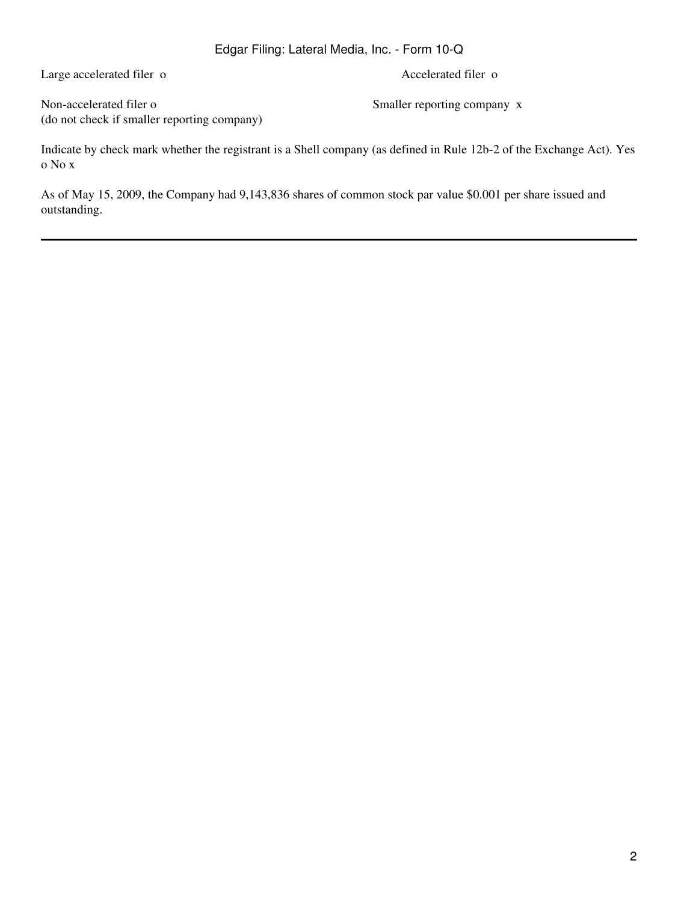Large accelerated filer o Accelerated filer o

Non-accelerated filer o Smaller reporting company x
(do not check if smaller reporting company)

Indicate by check mark whether the registrant is a Shell company (as defined in Rule 12b-2 of the Exchange Act). Yes o No x

As of May 15, 2009, the Company had 9,143,836 shares of common stock par value $0.001 per share issued and outstanding.

---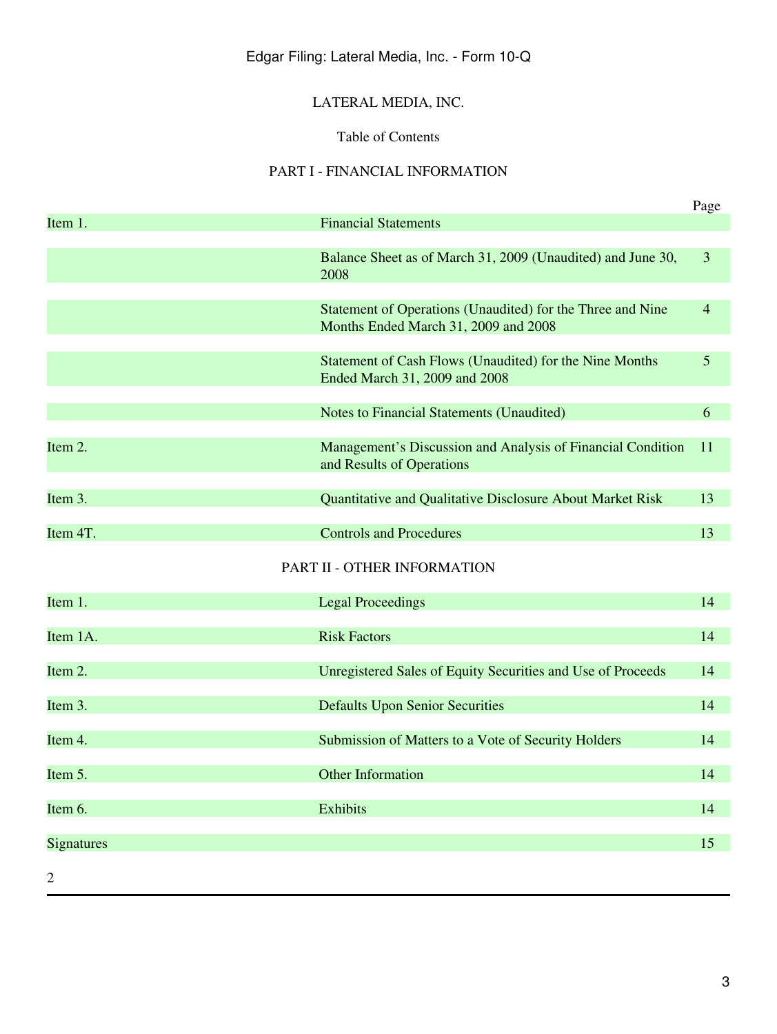LATERAL MEDIA, INC.

Table of Contents

PART I - FINANCIAL INFORMATION

| | | Page |
|---|---|---|
| Item 1. | Financial Statements | |
| | Balance Sheet as of March 31, 2009 (Unaudited) and June 30, 2008 | 3 |
| | Statement of Operations (Unaudited) for the Three and Nine Months Ended March 31, 2009 and 2008 | 4 |
| | Statement of Cash Flows (Unaudited) for the Nine Months Ended March 31, 2009 and 2008 | 5 |
| | Notes to Financial Statements (Unaudited) | 6 |
| Item 2. | Management's Discussion and Analysis of Financial Condition and Results of Operations | 11 |
| Item 3. | Quantitative and Qualitative Disclosure About Market Risk | 13 |
| Item 4T. | Controls and Procedures | 13 |

PART II - OTHER INFORMATION

| | | |
|---|---|---|
| Item 1. | Legal Proceedings | 14 |
| Item 1A. | Risk Factors | 14 |
| Item 2. | Unregistered Sales of Equity Securities and Use of Proceeds | 14 |
| Item 3. | Defaults Upon Senior Securities | 14 |
| Item 4. | Submission of Matters to a Vote of Security Holders | 14 |
| Item 5. | Other Information | 14 |
| Item 6. | Exhibits | 14 |
| Signatures | | 15 |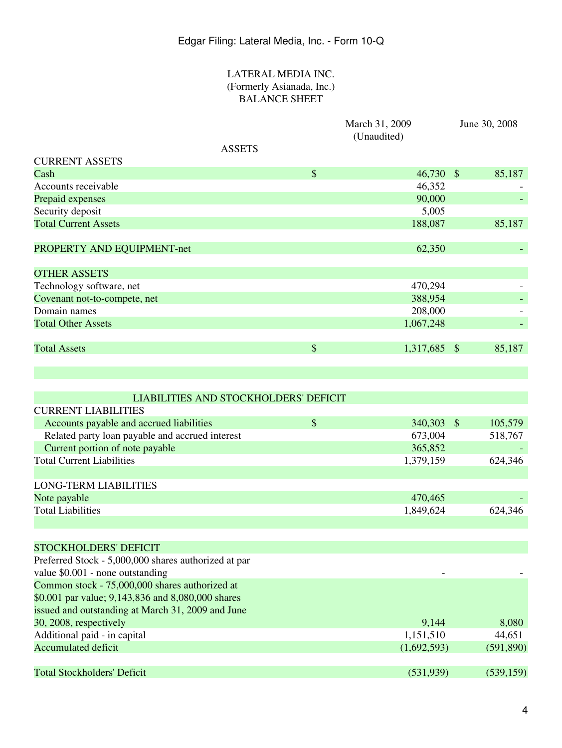LATERAL MEDIA INC.
(Formerly Asianada, Inc.)
BALANCE SHEET

| | March 31, 2009 (Unaudited) | June 30, 2008 |
|---|---|---|
| **ASSETS** | | |
| CURRENT ASSETS | | |
| Cash | $ 46,730 | $ 85,187 |
| Accounts receivable | 46,352 | - |
| Prepaid expenses | 90,000 | - |
| Security deposit | 5,005 | |
| Total Current Assets | 188,087 | 85,187 |
| | | |
| PROPERTY AND EQUIPMENT-net | 62,350 | - |
| | | |
| OTHER ASSETS | | |
| Technology software, net | 470,294 | - |
| Covenant not-to-compete, net | 388,954 | - |
| Domain names | 208,000 | - |
| Total Other Assets | 1,067,248 | - |
| | | |
| Total Assets | $ 1,317,685 | $ 85,187 |
| | | |
| **LIABILITIES AND STOCKHOLDERS' DEFICIT** | | |
| CURRENT LIABILITIES | | |
| Accounts payable and accrued liabilities | $ 340,303 | $ 105,579 |
| Related party loan payable and accrued interest | 673,004 | 518,767 |
| Current portion of note payable | 365,852 | - |
| Total Current Liabilities | 1,379,159 | 624,346 |
| | | |
| LONG-TERM LIABILITIES | | |
| Note payable | 470,465 | - |
| Total Liabilities | 1,849,624 | 624,346 |
| | | |
| STOCKHOLDERS' DEFICIT | | |
| Preferred Stock - 5,000,000 shares authorized at par value $0.001 - none outstanding | - | - |
| Common stock - 75,000,000 shares authorized at $0.001 par value; 9,143,836 and 8,080,000 shares issued and outstanding at March 31, 2009 and June 30, 2008, respectively | 9,144 | 8,080 |
| Additional paid - in capital | 1,151,510 | 44,651 |
| Accumulated deficit | (1,692,593) | (591,890) |
| | | |
| Total Stockholders' Deficit | (531,939) | (539,159) |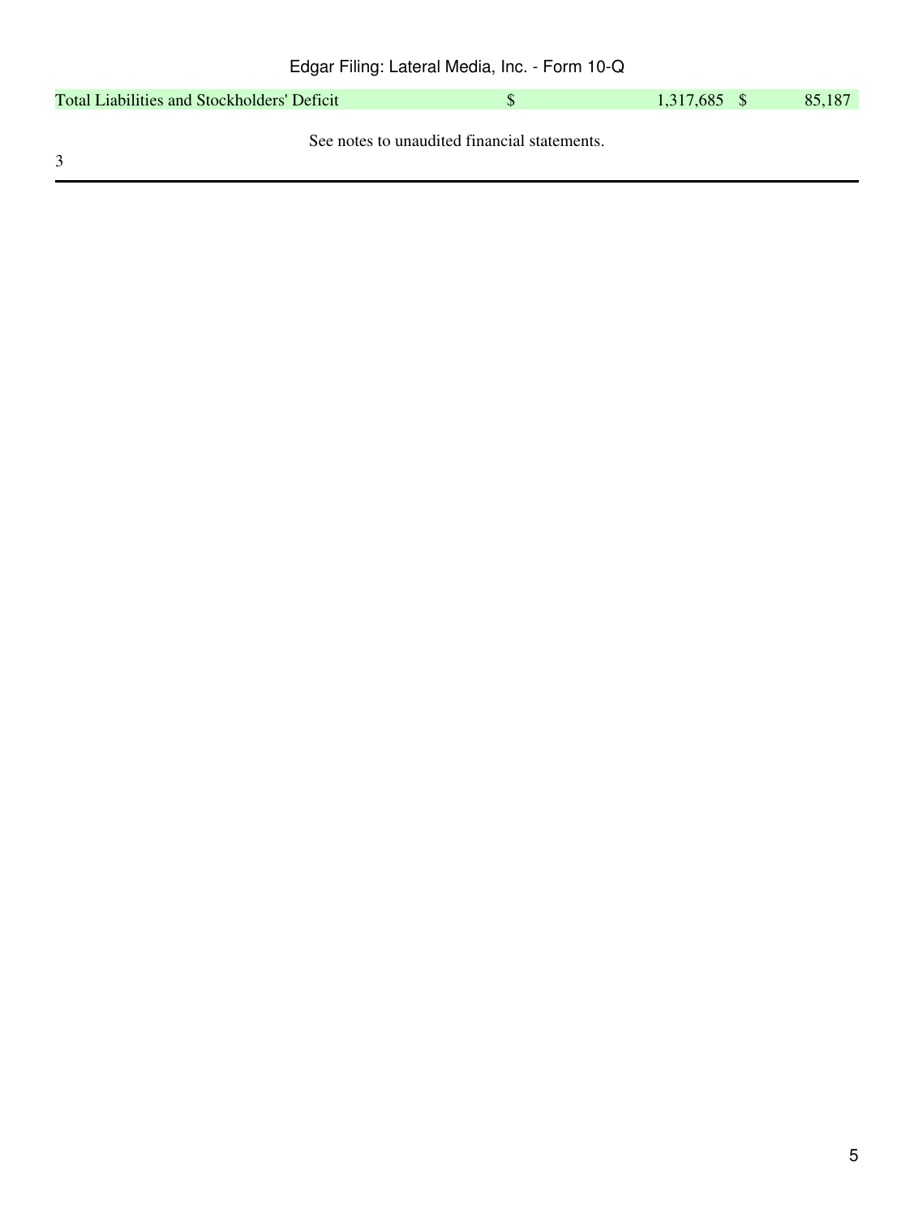| | | |
|---|---|---|
| Total Liabilities and Stockholders' Deficit | $ 1,317,685 | $ 85,187 |

See notes to unaudited financial statements.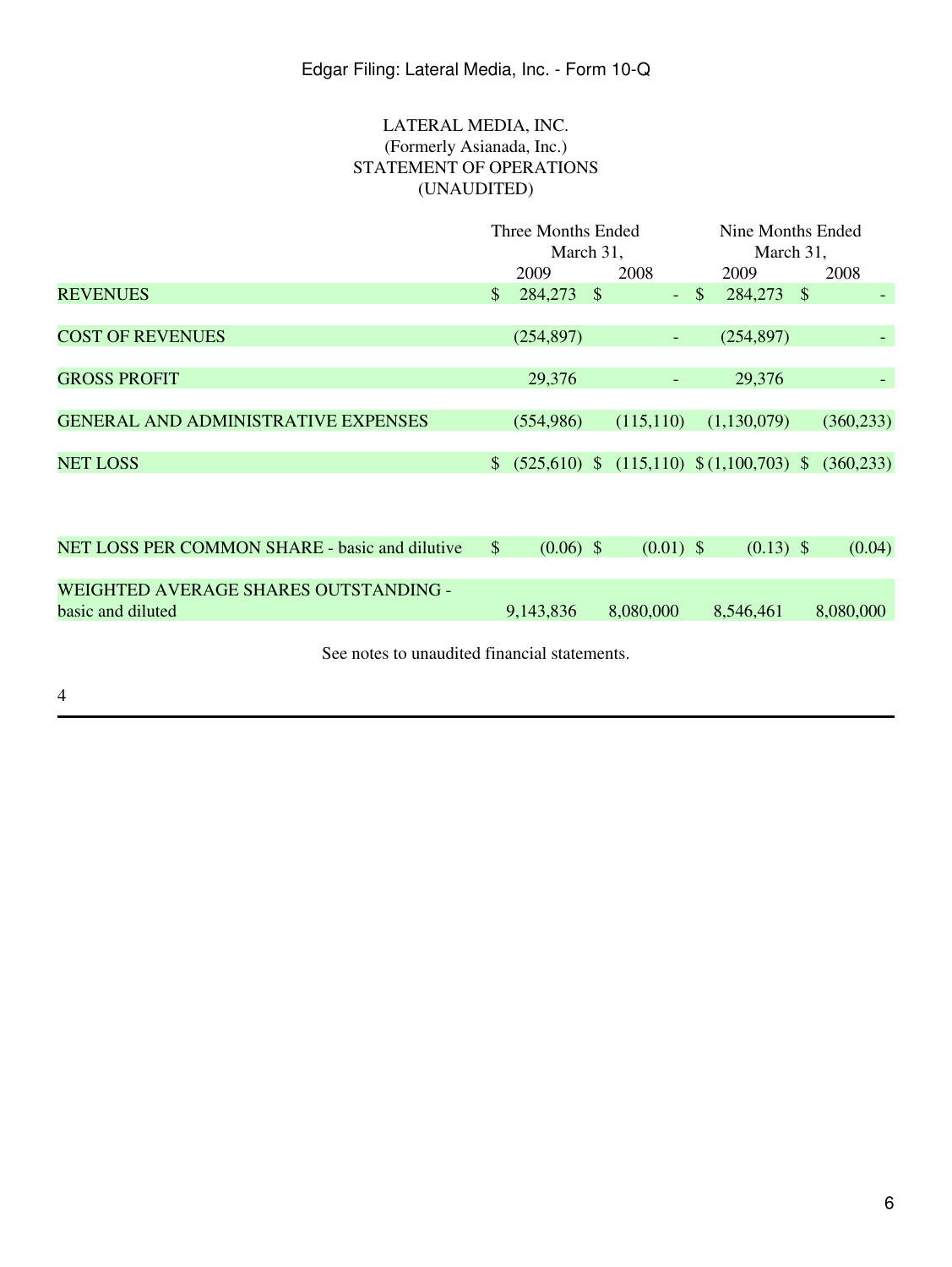# LATERAL MEDIA, INC.
## (Formerly Asianada, Inc.)
## STATEMENT OF OPERATIONS
## (UNAUDITED)

| | Three Months Ended March 31, | | Nine Months Ended March 31, | |
|---|---|---|---|---|
| | 2009 | 2008 | 2009 | 2008 |
| REVENUES | $ 284,273 | $ - | $ 284,273 | $ - |
| COST OF REVENUES | (254,897) | - | (254,897) | - |
| GROSS PROFIT | 29,376 | - | 29,376 | - |
| GENERAL AND ADMINISTRATIVE EXPENSES | (554,986) | (115,110) | (1,130,079) | (360,233) |
| NET LOSS | $ (525,610) | $ (115,110) | $ (1,100,703) | $ (360,233) |
| NET LOSS PER COMMON SHARE - basic and dilutive | $ (0.06) | $ (0.01) | $ (0.13) | $ (0.04) |
| WEIGHTED AVERAGE SHARES OUTSTANDING - basic and diluted | 9,143,836 | 8,080,000 | 8,546,461 | 8,080,000 |

See notes to unaudited financial statements.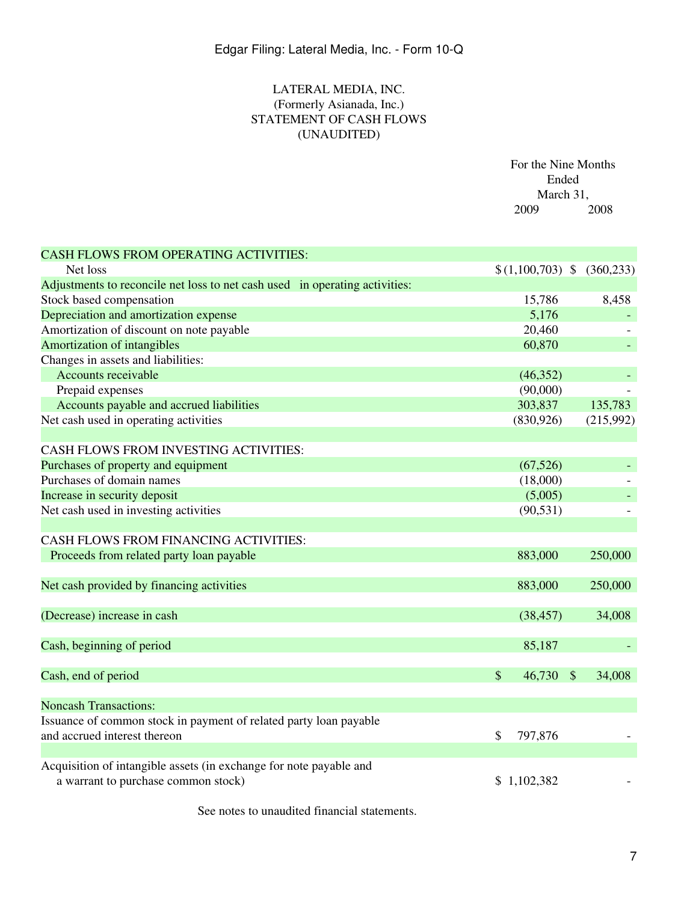Edgar Filing: Lateral Media, Inc. - Form 10-Q

LATERAL MEDIA, INC.
(Formerly Asianada, Inc.)
STATEMENT OF CASH FLOWS
(UNAUDITED)

| | For the Nine Months Ended March 31, | |
|---|---|---|
| | 2009 | 2008 |
| CASH FLOWS FROM OPERATING ACTIVITIES: | | |
| Net loss | $ (1,100,703) | $ (360,233) |
| Adjustments to reconcile net loss to net cash used in operating activities: | | |
| Stock based compensation | 15,786 | 8,458 |
| Depreciation and amortization expense | 5,176 | - |
| Amortization of discount on note payable | 20,460 | - |
| Amortization of intangibles | 60,870 | - |
| Changes in assets and liabilities: | | |
| Accounts receivable | (46,352) | - |
| Prepaid expenses | (90,000) | - |
| Accounts payable and accrued liabilities | 303,837 | 135,783 |
| Net cash used in operating activities | (830,926) | (215,992) |
| | | |
| CASH FLOWS FROM INVESTING ACTIVITIES: | | |
| Purchases of property and equipment | (67,526) | - |
| Purchases of domain names | (18,000) | - |
| Increase in security deposit | (5,005) | - |
| Net cash used in investing activities | (90,531) | - |
| | | |
| CASH FLOWS FROM FINANCING ACTIVITIES: | | |
| Proceeds from related party loan payable | 883,000 | 250,000 |
| | | |
| Net cash provided by financing activities | 883,000 | 250,000 |
| | | |
| (Decrease) increase in cash | (38,457) | 34,008 |
| | | |
| Cash, beginning of period | 85,187 | - |
| | | |
| Cash, end of period | $ 46,730 | $ 34,008 |
| | | |
| Noncash Transactions: | | |
| Issuance of common stock in payment of related party loan payable and accrued interest thereon | $ 797,876 | - |
| | | |
| Acquisition of intangible assets (in exchange for note payable and a warrant to purchase common stock) | $ 1,102,382 | - |

See notes to unaudited financial statements.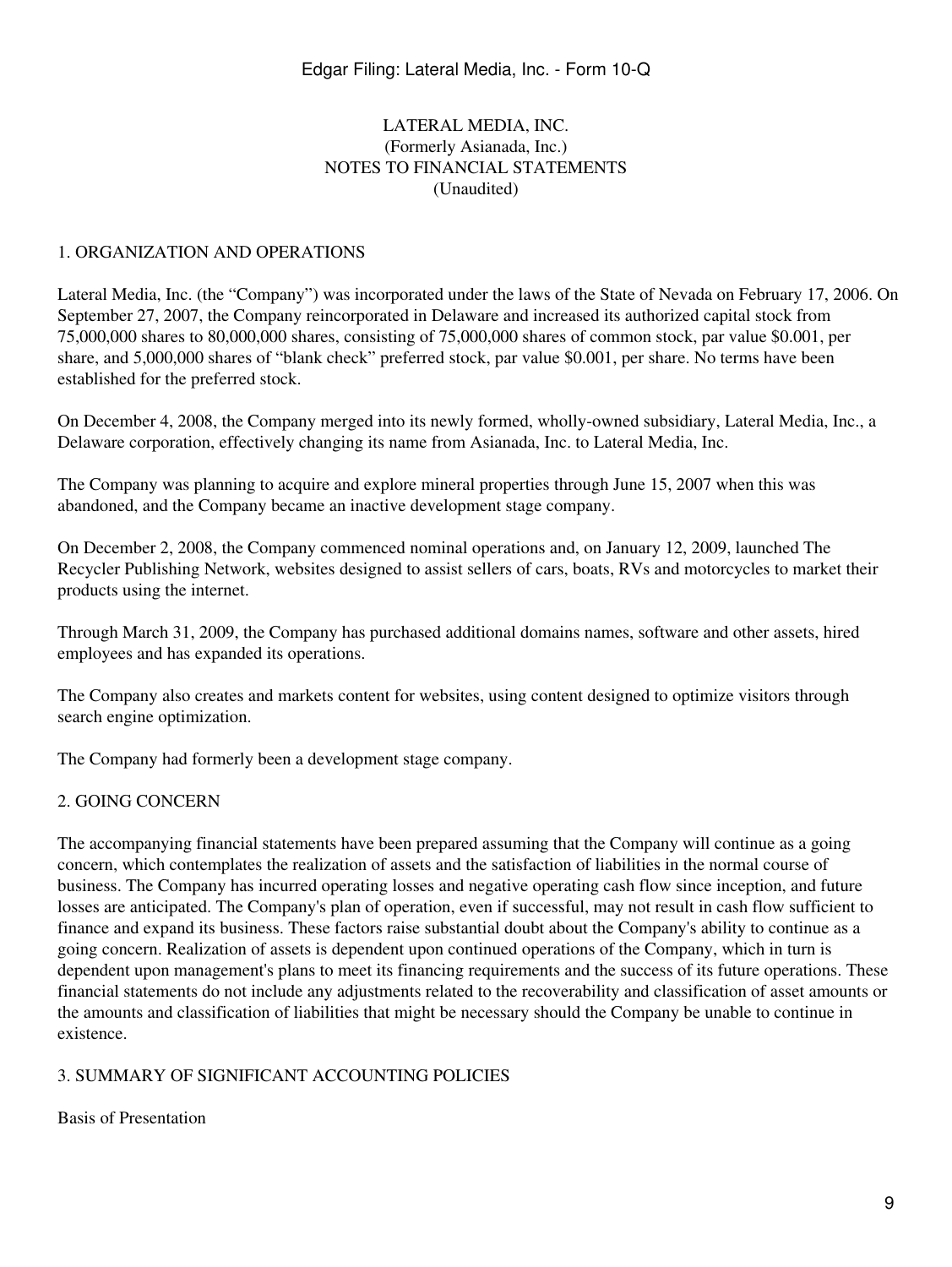LATERAL MEDIA, INC.
(Formerly Asianada, Inc.)
NOTES TO FINANCIAL STATEMENTS
(Unaudited)

## 1. ORGANIZATION AND OPERATIONS

Lateral Media, Inc. (the "Company") was incorporated under the laws of the State of Nevada on February 17, 2006. On September 27, 2007, the Company reincorporated in Delaware and increased its authorized capital stock from 75,000,000 shares to 80,000,000 shares, consisting of 75,000,000 shares of common stock, par value $0.001, per share, and 5,000,000 shares of "blank check" preferred stock, par value $0.001, per share. No terms have been established for the preferred stock.

On December 4, 2008, the Company merged into its newly formed, wholly-owned subsidiary, Lateral Media, Inc., a Delaware corporation, effectively changing its name from Asianada, Inc. to Lateral Media, Inc.

The Company was planning to acquire and explore mineral properties through June 15, 2007 when this was abandoned, and the Company became an inactive development stage company.

On December 2, 2008, the Company commenced nominal operations and, on January 12, 2009, launched The Recycler Publishing Network, websites designed to assist sellers of cars, boats, RVs and motorcycles to market their products using the internet.

Through March 31, 2009, the Company has purchased additional domains names, software and other assets, hired employees and has expanded its operations.

The Company also creates and markets content for websites, using content designed to optimize visitors through search engine optimization.

The Company had formerly been a development stage company.

## 2. GOING CONCERN

The accompanying financial statements have been prepared assuming that the Company will continue as a going concern, which contemplates the realization of assets and the satisfaction of liabilities in the normal course of business. The Company has incurred operating losses and negative operating cash flow since inception, and future losses are anticipated. The Company's plan of operation, even if successful, may not result in cash flow sufficient to finance and expand its business. These factors raise substantial doubt about the Company's ability to continue as a going concern. Realization of assets is dependent upon continued operations of the Company, which in turn is dependent upon management's plans to meet its financing requirements and the success of its future operations. These financial statements do not include any adjustments related to the recoverability and classification of asset amounts or the amounts and classification of liabilities that might be necessary should the Company be unable to continue in existence.

## 3. SUMMARY OF SIGNIFICANT ACCOUNTING POLICIES

Basis of Presentation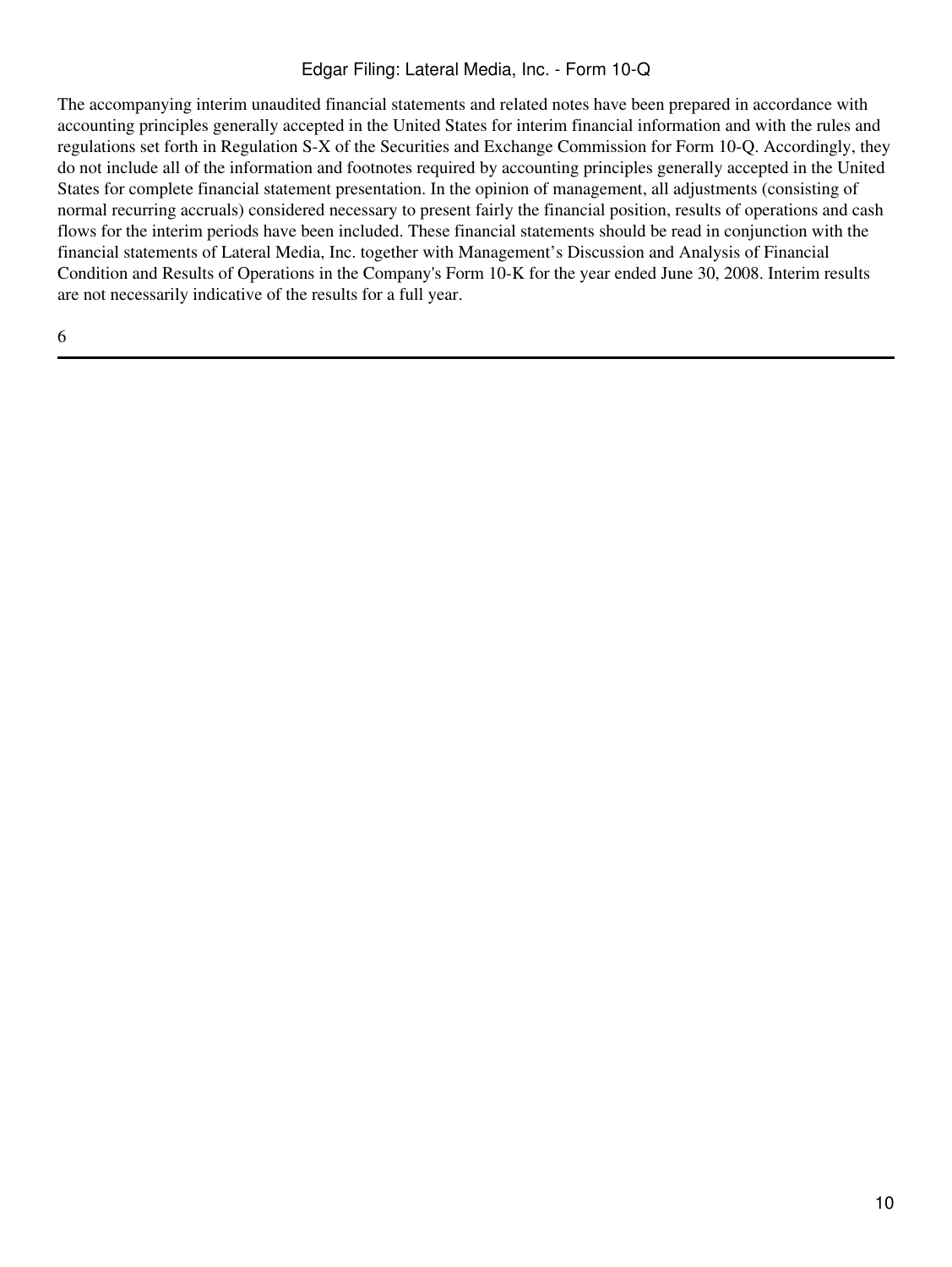The accompanying interim unaudited financial statements and related notes have been prepared in accordance with accounting principles generally accepted in the United States for interim financial information and with the rules and regulations set forth in Regulation S-X of the Securities and Exchange Commission for Form 10-Q. Accordingly, they do not include all of the information and footnotes required by accounting principles generally accepted in the United States for complete financial statement presentation. In the opinion of management, all adjustments (consisting of normal recurring accruals) considered necessary to present fairly the financial position, results of operations and cash flows for the interim periods have been included. These financial statements should be read in conjunction with the financial statements of Lateral Media, Inc. together with Management's Discussion and Analysis of Financial Condition and Results of Operations in the Company's Form 10-K for the year ended June 30, 2008. Interim results are not necessarily indicative of the results for a full year.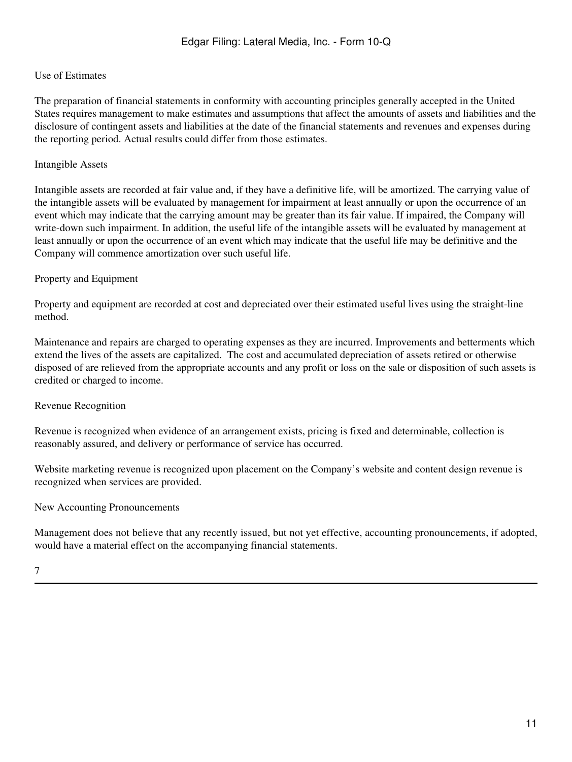Use of Estimates

The preparation of financial statements in conformity with accounting principles generally accepted in the United States requires management to make estimates and assumptions that affect the amounts of assets and liabilities and the disclosure of contingent assets and liabilities at the date of the financial statements and revenues and expenses during the reporting period. Actual results could differ from those estimates.

Intangible Assets

Intangible assets are recorded at fair value and, if they have a definitive life, will be amortized. The carrying value of the intangible assets will be evaluated by management for impairment at least annually or upon the occurrence of an event which may indicate that the carrying amount may be greater than its fair value. If impaired, the Company will write-down such impairment. In addition, the useful life of the intangible assets will be evaluated by management at least annually or upon the occurrence of an event which may indicate that the useful life may be definitive and the Company will commence amortization over such useful life.

Property and Equipment

Property and equipment are recorded at cost and depreciated over their estimated useful lives using the straight-line method.

Maintenance and repairs are charged to operating expenses as they are incurred. Improvements and betterments which extend the lives of the assets are capitalized. The cost and accumulated depreciation of assets retired or otherwise disposed of are relieved from the appropriate accounts and any profit or loss on the sale or disposition of such assets is credited or charged to income.

Revenue Recognition

Revenue is recognized when evidence of an arrangement exists, pricing is fixed and determinable, collection is reasonably assured, and delivery or performance of service has occurred.

Website marketing revenue is recognized upon placement on the Company's website and content design revenue is recognized when services are provided.

New Accounting Pronouncements

Management does not believe that any recently issued, but not yet effective, accounting pronouncements, if adopted, would have a material effect on the accompanying financial statements.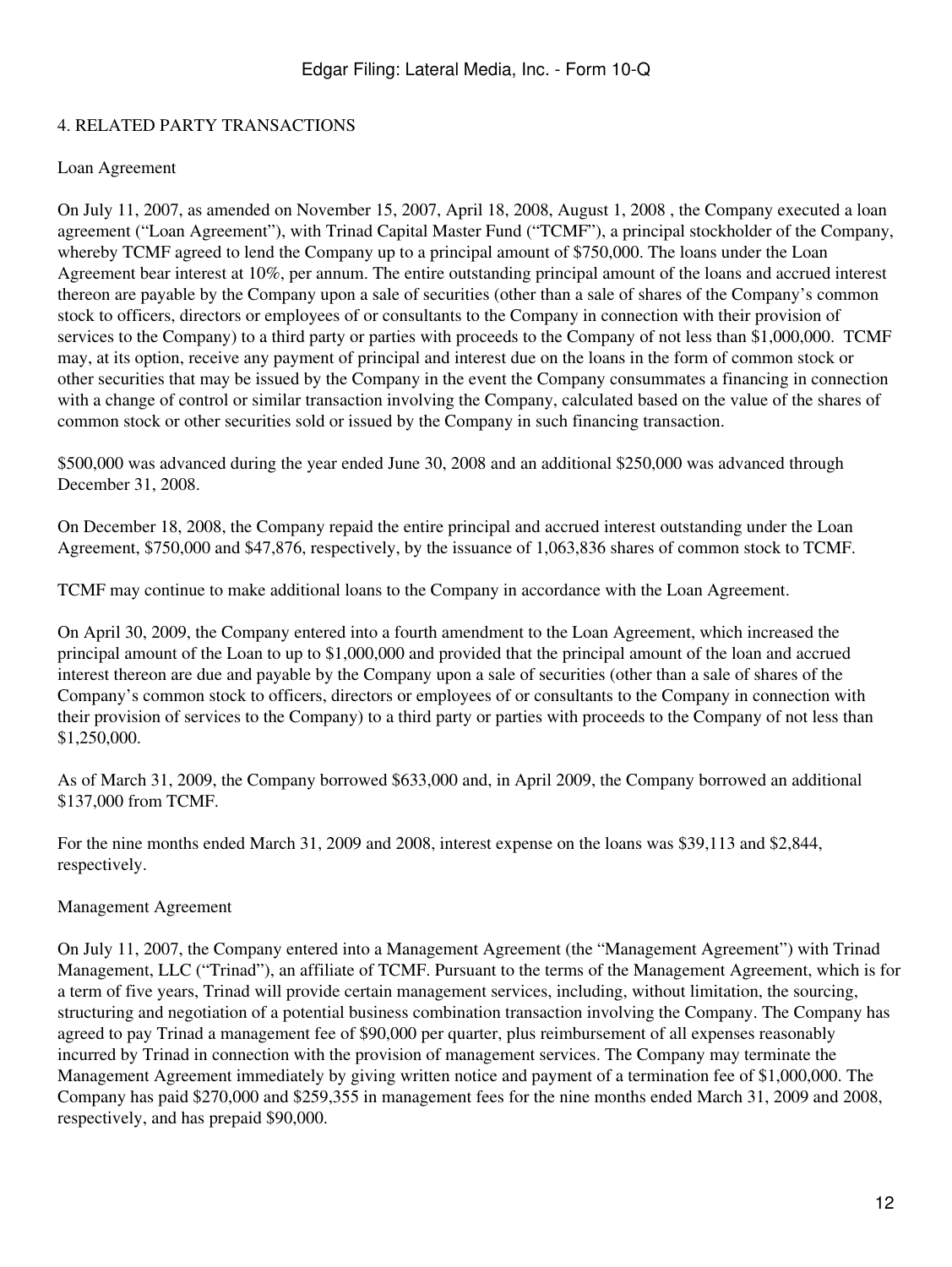## 4. RELATED PARTY TRANSACTIONS

### Loan Agreement

On July 11, 2007, as amended on November 15, 2007, April 18, 2008, August 1, 2008 , the Company executed a loan agreement ("Loan Agreement"), with Trinad Capital Master Fund ("TCMF"), a principal stockholder of the Company, whereby TCMF agreed to lend the Company up to a principal amount of $750,000. The loans under the Loan Agreement bear interest at 10%, per annum. The entire outstanding principal amount of the loans and accrued interest thereon are payable by the Company upon a sale of securities (other than a sale of shares of the Company's common stock to officers, directors or employees of or consultants to the Company in connection with their provision of services to the Company) to a third party or parties with proceeds to the Company of not less than $1,000,000. TCMF may, at its option, receive any payment of principal and interest due on the loans in the form of common stock or other securities that may be issued by the Company in the event the Company consummates a financing in connection with a change of control or similar transaction involving the Company, calculated based on the value of the shares of common stock or other securities sold or issued by the Company in such financing transaction.

$500,000 was advanced during the year ended June 30, 2008 and an additional $250,000 was advanced through December 31, 2008.

On December 18, 2008, the Company repaid the entire principal and accrued interest outstanding under the Loan Agreement, $750,000 and $47,876, respectively, by the issuance of 1,063,836 shares of common stock to TCMF.

TCMF may continue to make additional loans to the Company in accordance with the Loan Agreement.

On April 30, 2009, the Company entered into a fourth amendment to the Loan Agreement, which increased the principal amount of the Loan to up to $1,000,000 and provided that the principal amount of the loan and accrued interest thereon are due and payable by the Company upon a sale of securities (other than a sale of shares of the Company's common stock to officers, directors or employees of or consultants to the Company in connection with their provision of services to the Company) to a third party or parties with proceeds to the Company of not less than $1,250,000.

As of March 31, 2009, the Company borrowed $633,000 and, in April 2009, the Company borrowed an additional $137,000 from TCMF.

For the nine months ended March 31, 2009 and 2008, interest expense on the loans was $39,113 and $2,844, respectively.

### Management Agreement

On July 11, 2007, the Company entered into a Management Agreement (the "Management Agreement") with Trinad Management, LLC ("Trinad"), an affiliate of TCMF. Pursuant to the terms of the Management Agreement, which is for a term of five years, Trinad will provide certain management services, including, without limitation, the sourcing, structuring and negotiation of a potential business combination transaction involving the Company. The Company has agreed to pay Trinad a management fee of $90,000 per quarter, plus reimbursement of all expenses reasonably incurred by Trinad in connection with the provision of management services. The Company may terminate the Management Agreement immediately by giving written notice and payment of a termination fee of $1,000,000. The Company has paid $270,000 and $259,355 in management fees for the nine months ended March 31, 2009 and 2008, respectively, and has prepaid $90,000.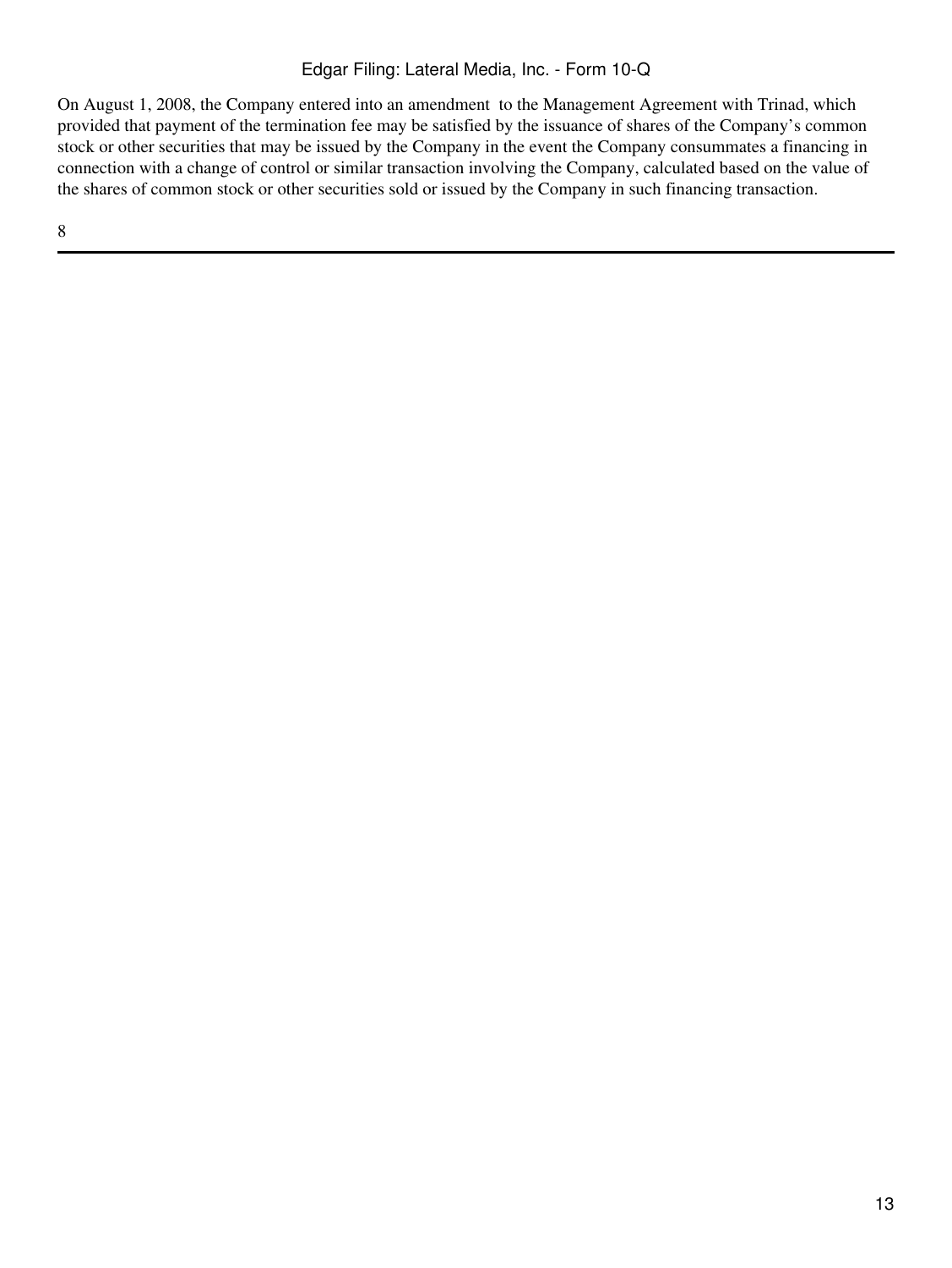On August 1, 2008, the Company entered into an amendment to the Management Agreement with Trinad, which provided that payment of the termination fee may be satisfied by the issuance of shares of the Company's common stock or other securities that may be issued by the Company in the event the Company consummates a financing in connection with a change of control or similar transaction involving the Company, calculated based on the value of the shares of common stock or other securities sold or issued by the Company in such financing transaction.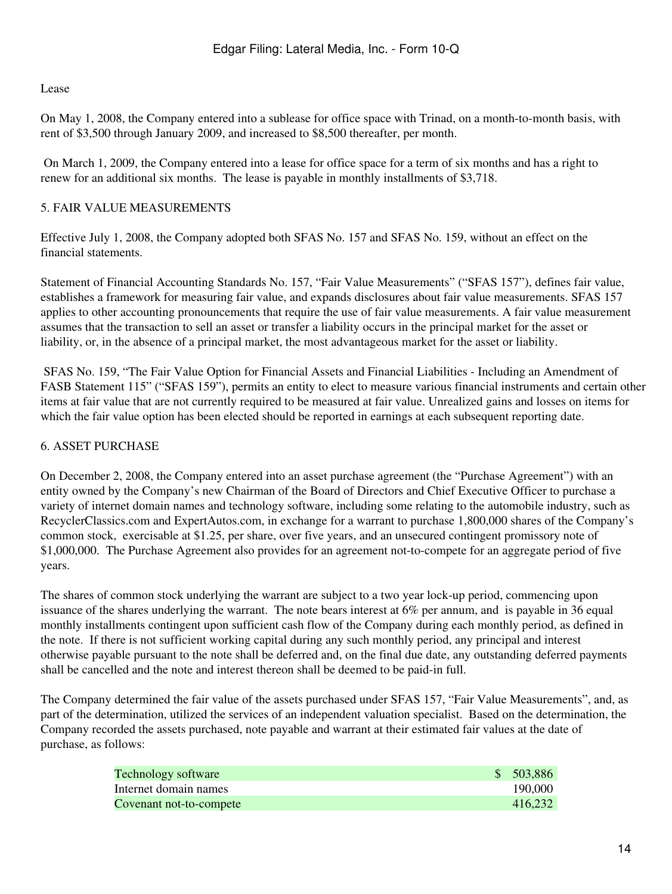Lease

On May 1, 2008, the Company entered into a sublease for office space with Trinad, on a month-to-month basis, with rent of $3,500 through January 2009, and increased to $8,500 thereafter, per month.

On March 1, 2009, the Company entered into a lease for office space for a term of six months and has a right to renew for an additional six months. The lease is payable in monthly installments of $3,718.

## 5. FAIR VALUE MEASUREMENTS

Effective July 1, 2008, the Company adopted both SFAS No. 157 and SFAS No. 159, without an effect on the financial statements.

Statement of Financial Accounting Standards No. 157, "Fair Value Measurements" ("SFAS 157"), defines fair value, establishes a framework for measuring fair value, and expands disclosures about fair value measurements. SFAS 157 applies to other accounting pronouncements that require the use of fair value measurements. A fair value measurement assumes that the transaction to sell an asset or transfer a liability occurs in the principal market for the asset or liability, or, in the absence of a principal market, the most advantageous market for the asset or liability.

SFAS No. 159, "The Fair Value Option for Financial Assets and Financial Liabilities - Including an Amendment of FASB Statement 115" ("SFAS 159"), permits an entity to elect to measure various financial instruments and certain other items at fair value that are not currently required to be measured at fair value. Unrealized gains and losses on items for which the fair value option has been elected should be reported in earnings at each subsequent reporting date.

## 6. ASSET PURCHASE

On December 2, 2008, the Company entered into an asset purchase agreement (the "Purchase Agreement") with an entity owned by the Company's new Chairman of the Board of Directors and Chief Executive Officer to purchase a variety of internet domain names and technology software, including some relating to the automobile industry, such as RecyclerClassics.com and ExpertAutos.com, in exchange for a warrant to purchase 1,800,000 shares of the Company's common stock, exercisable at $1.25, per share, over five years, and an unsecured contingent promissory note of $1,000,000. The Purchase Agreement also provides for an agreement not-to-compete for an aggregate period of five years.

The shares of common stock underlying the warrant are subject to a two year lock-up period, commencing upon issuance of the shares underlying the warrant. The note bears interest at 6% per annum, and is payable in 36 equal monthly installments contingent upon sufficient cash flow of the Company during each monthly period, as defined in the note. If there is not sufficient working capital during any such monthly period, any principal and interest otherwise payable pursuant to the note shall be deferred and, on the final due date, any outstanding deferred payments shall be cancelled and the note and interest thereon shall be deemed to be paid-in full.

The Company determined the fair value of the assets purchased under SFAS 157, "Fair Value Measurements", and, as part of the determination, utilized the services of an independent valuation specialist. Based on the determination, the Company recorded the assets purchased, note payable and warrant at their estimated fair values at the date of purchase, as follows:

| | |
|---|---|
| Technology software | $ 503,886 |
| Internet domain names | 190,000 |
| Covenant not-to-compete | 416,232 |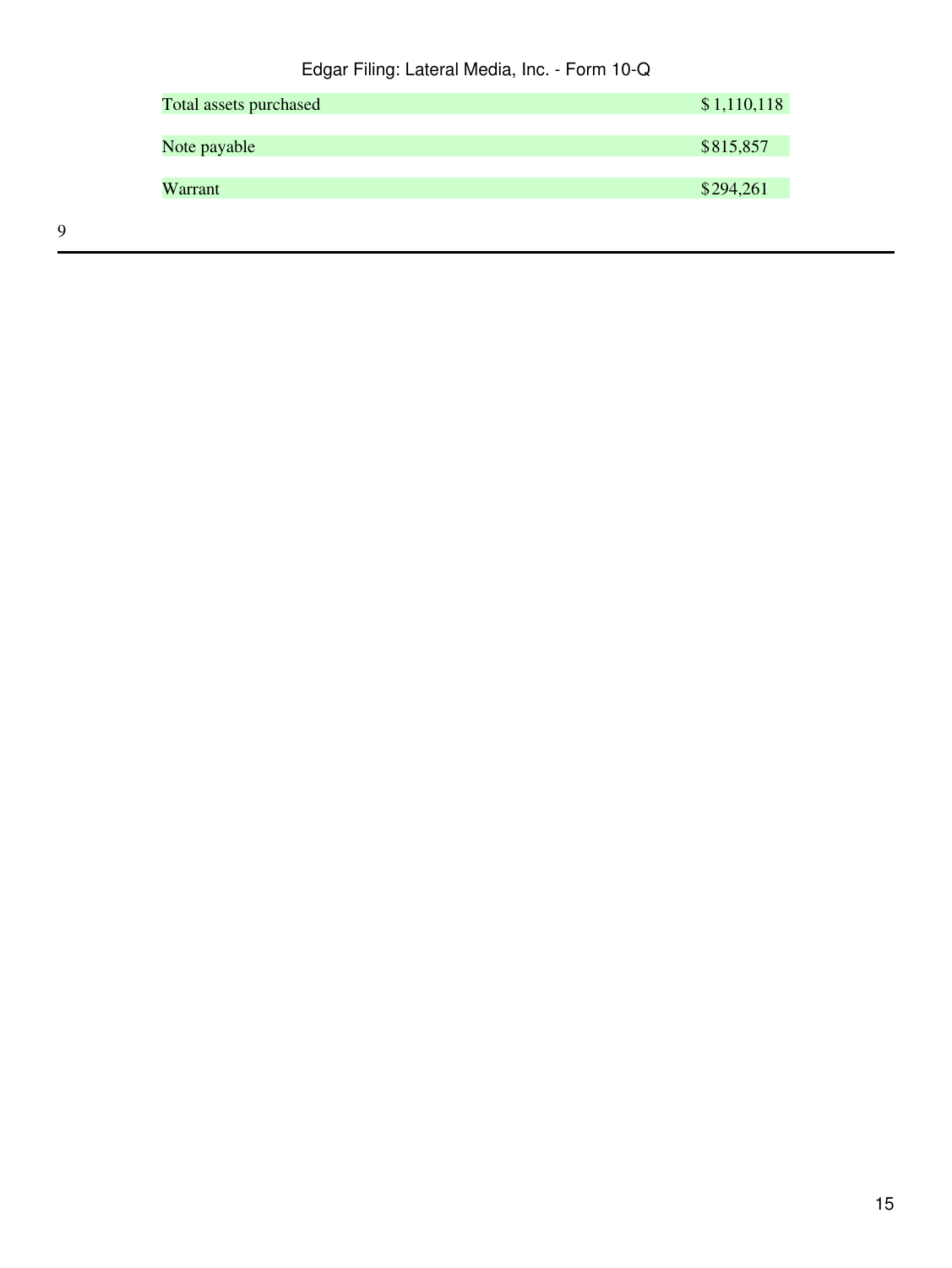| | |
|---|---|
| Total assets purchased | $ 1,110,118 |
| Note payable | $815,857 |
| Warrant | $294,261 |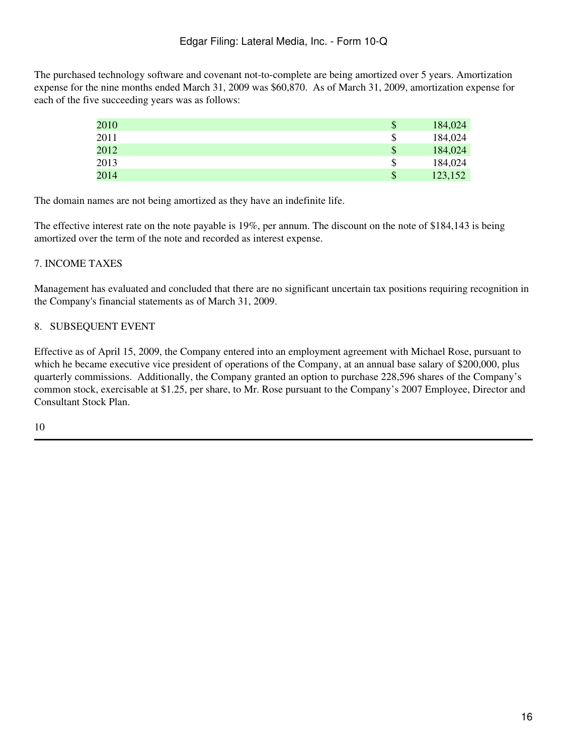The purchased technology software and covenant not-to-complete are being amortized over 5 years. Amortization expense for the nine months ended March 31, 2009 was $60,870. As of March 31, 2009, amortization expense for each of the five succeeding years was as follows:

| | | |
|---|---|---|
| 2010 | $ | 184,024 |
| 2011 | $ | 184,024 |
| 2012 | $ | 184,024 |
| 2013 | $ | 184,024 |
| 2014 | $ | 123,152 |

The domain names are not being amortized as they have an indefinite life.

The effective interest rate on the note payable is 19%, per annum. The discount on the note of $184,143 is being amortized over the term of the note and recorded as interest expense.

7. INCOME TAXES

Management has evaluated and concluded that there are no significant uncertain tax positions requiring recognition in the Company's financial statements as of March 31, 2009.

8. SUBSEQUENT EVENT

Effective as of April 15, 2009, the Company entered into an employment agreement with Michael Rose, pursuant to which he became executive vice president of operations of the Company, at an annual base salary of $200,000, plus quarterly commissions. Additionally, the Company granted an option to purchase 228,596 shares of the Company's common stock, exercisable at $1.25, per share, to Mr. Rose pursuant to the Company's 2007 Employee, Director and Consultant Stock Plan.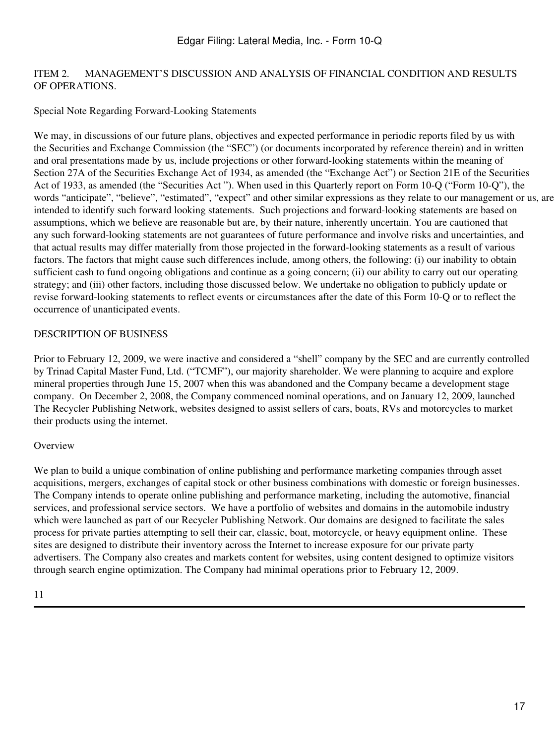## ITEM 2. MANAGEMENT'S DISCUSSION AND ANALYSIS OF FINANCIAL CONDITION AND RESULTS OF OPERATIONS.

Special Note Regarding Forward-Looking Statements

We may, in discussions of our future plans, objectives and expected performance in periodic reports filed by us with the Securities and Exchange Commission (the "SEC") (or documents incorporated by reference therein) and in written and oral presentations made by us, include projections or other forward-looking statements within the meaning of Section 27A of the Securities Exchange Act of 1934, as amended (the "Exchange Act") or Section 21E of the Securities Act of 1933, as amended (the "Securities Act "). When used in this Quarterly report on Form 10-Q ("Form 10-Q"), the words "anticipate", "believe", "estimated", "expect" and other similar expressions as they relate to our management or us, are intended to identify such forward looking statements. Such projections and forward-looking statements are based on assumptions, which we believe are reasonable but are, by their nature, inherently uncertain. You are cautioned that any such forward-looking statements are not guarantees of future performance and involve risks and uncertainties, and that actual results may differ materially from those projected in the forward-looking statements as a result of various factors. The factors that might cause such differences include, among others, the following: (i) our inability to obtain sufficient cash to fund ongoing obligations and continue as a going concern; (ii) our ability to carry out our operating strategy; and (iii) other factors, including those discussed below. We undertake no obligation to publicly update or revise forward-looking statements to reflect events or circumstances after the date of this Form 10-Q or to reflect the occurrence of unanticipated events.

## DESCRIPTION OF BUSINESS

Prior to February 12, 2009, we were inactive and considered a "shell" company by the SEC and are currently controlled by Trinad Capital Master Fund, Ltd. ("TCMF"), our majority shareholder. We were planning to acquire and explore mineral properties through June 15, 2007 when this was abandoned and the Company became a development stage company. On December 2, 2008, the Company commenced nominal operations, and on January 12, 2009, launched The Recycler Publishing Network, websites designed to assist sellers of cars, boats, RVs and motorcycles to market their products using the internet.

### Overview

We plan to build a unique combination of online publishing and performance marketing companies through asset acquisitions, mergers, exchanges of capital stock or other business combinations with domestic or foreign businesses. The Company intends to operate online publishing and performance marketing, including the automotive, financial services, and professional service sectors. We have a portfolio of websites and domains in the automobile industry which were launched as part of our Recycler Publishing Network. Our domains are designed to facilitate the sales process for private parties attempting to sell their car, classic, boat, motorcycle, or heavy equipment online. These sites are designed to distribute their inventory across the Internet to increase exposure for our private party advertisers. The Company also creates and markets content for websites, using content designed to optimize visitors through search engine optimization. The Company had minimal operations prior to February 12, 2009.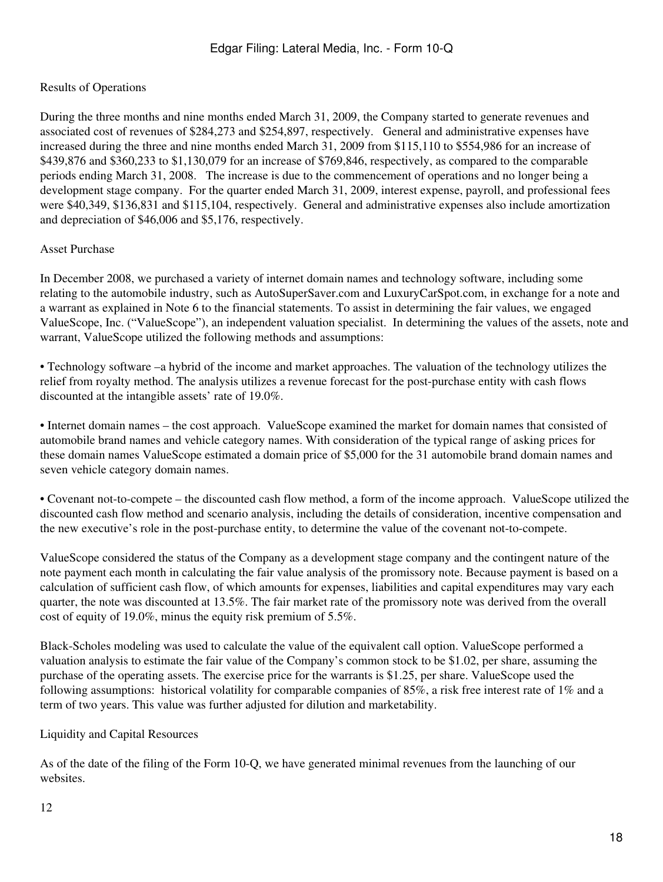Results of Operations

During the three months and nine months ended March 31, 2009, the Company started to generate revenues and associated cost of revenues of $284,273 and $254,897, respectively. General and administrative expenses have increased during the three and nine months ended March 31, 2009 from $115,110 to $554,986 for an increase of $439,876 and $360,233 to $1,130,079 for an increase of $769,846, respectively, as compared to the comparable periods ending March 31, 2008. The increase is due to the commencement of operations and no longer being a development stage company. For the quarter ended March 31, 2009, interest expense, payroll, and professional fees were $40,349, $136,831 and $115,104, respectively. General and administrative expenses also include amortization and depreciation of $46,006 and $5,176, respectively.

Asset Purchase

In December 2008, we purchased a variety of internet domain names and technology software, including some relating to the automobile industry, such as AutoSuperSaver.com and LuxuryCarSpot.com, in exchange for a note and a warrant as explained in Note 6 to the financial statements. To assist in determining the fair values, we engaged ValueScope, Inc. ("ValueScope"), an independent valuation specialist. In determining the values of the assets, note and warrant, ValueScope utilized the following methods and assumptions:

- Technology software –a hybrid of the income and market approaches. The valuation of the technology utilizes the relief from royalty method. The analysis utilizes a revenue forecast for the post-purchase entity with cash flows discounted at the intangible assets' rate of 19.0%.

- Internet domain names – the cost approach. ValueScope examined the market for domain names that consisted of automobile brand names and vehicle category names. With consideration of the typical range of asking prices for these domain names ValueScope estimated a domain price of $5,000 for the 31 automobile brand domain names and seven vehicle category domain names.

- Covenant not-to-compete – the discounted cash flow method, a form of the income approach. ValueScope utilized the discounted cash flow method and scenario analysis, including the details of consideration, incentive compensation and the new executive's role in the post-purchase entity, to determine the value of the covenant not-to-compete.

ValueScope considered the status of the Company as a development stage company and the contingent nature of the note payment each month in calculating the fair value analysis of the promissory note. Because payment is based on a calculation of sufficient cash flow, of which amounts for expenses, liabilities and capital expenditures may vary each quarter, the note was discounted at 13.5%. The fair market rate of the promissory note was derived from the overall cost of equity of 19.0%, minus the equity risk premium of 5.5%.

Black-Scholes modeling was used to calculate the value of the equivalent call option. ValueScope performed a valuation analysis to estimate the fair value of the Company's common stock to be $1.02, per share, assuming the purchase of the operating assets. The exercise price for the warrants is $1.25, per share. ValueScope used the following assumptions: historical volatility for comparable companies of 85%, a risk free interest rate of 1% and a term of two years. This value was further adjusted for dilution and marketability.

Liquidity and Capital Resources

As of the date of the filing of the Form 10-Q, we have generated minimal revenues from the launching of our websites.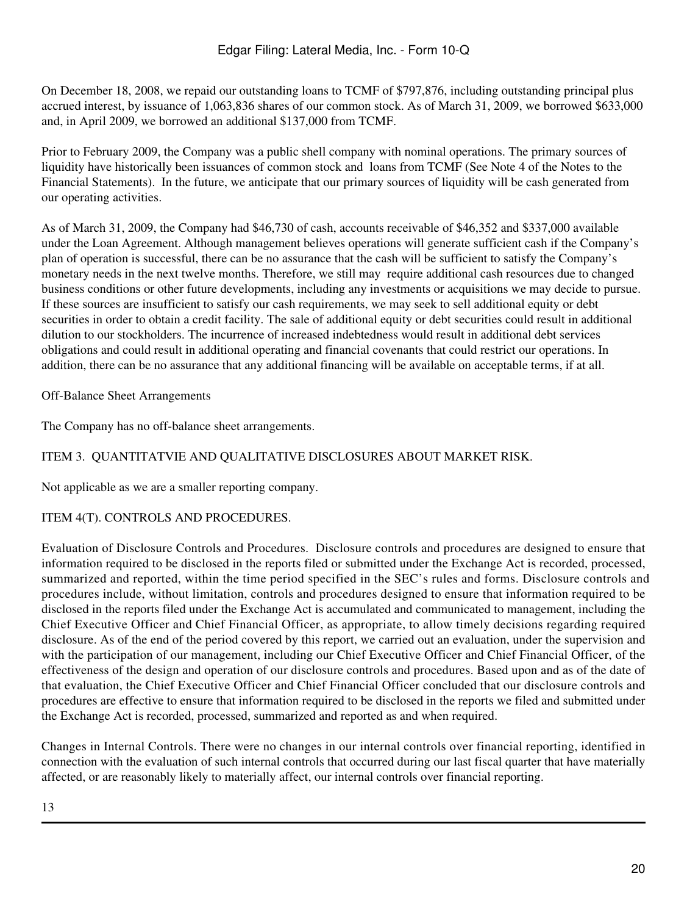On December 18, 2008, we repaid our outstanding loans to TCMF of $797,876, including outstanding principal plus accrued interest, by issuance of 1,063,836 shares of our common stock. As of March 31, 2009, we borrowed $633,000 and, in April 2009, we borrowed an additional $137,000 from TCMF.

Prior to February 2009, the Company was a public shell company with nominal operations. The primary sources of liquidity have historically been issuances of common stock and loans from TCMF (See Note 4 of the Notes to the Financial Statements). In the future, we anticipate that our primary sources of liquidity will be cash generated from our operating activities.

As of March 31, 2009, the Company had $46,730 of cash, accounts receivable of $46,352 and $337,000 available under the Loan Agreement. Although management believes operations will generate sufficient cash if the Company's plan of operation is successful, there can be no assurance that the cash will be sufficient to satisfy the Company's monetary needs in the next twelve months. Therefore, we still may require additional cash resources due to changed business conditions or other future developments, including any investments or acquisitions we may decide to pursue. If these sources are insufficient to satisfy our cash requirements, we may seek to sell additional equity or debt securities in order to obtain a credit facility. The sale of additional equity or debt securities could result in additional dilution to our stockholders. The incurrence of increased indebtedness would result in additional debt services obligations and could result in additional operating and financial covenants that could restrict our operations. In addition, there can be no assurance that any additional financing will be available on acceptable terms, if at all.

Off-Balance Sheet Arrangements

The Company has no off-balance sheet arrangements.

## ITEM 3. QUANTITATVIE AND QUALITATIVE DISCLOSURES ABOUT MARKET RISK.

Not applicable as we are a smaller reporting company.

## ITEM 4(T). CONTROLS AND PROCEDURES.

Evaluation of Disclosure Controls and Procedures. Disclosure controls and procedures are designed to ensure that information required to be disclosed in the reports filed or submitted under the Exchange Act is recorded, processed, summarized and reported, within the time period specified in the SEC's rules and forms. Disclosure controls and procedures include, without limitation, controls and procedures designed to ensure that information required to be disclosed in the reports filed under the Exchange Act is accumulated and communicated to management, including the Chief Executive Officer and Chief Financial Officer, as appropriate, to allow timely decisions regarding required disclosure. As of the end of the period covered by this report, we carried out an evaluation, under the supervision and with the participation of our management, including our Chief Executive Officer and Chief Financial Officer, of the effectiveness of the design and operation of our disclosure controls and procedures. Based upon and as of the date of that evaluation, the Chief Executive Officer and Chief Financial Officer concluded that our disclosure controls and procedures are effective to ensure that information required to be disclosed in the reports we filed and submitted under the Exchange Act is recorded, processed, summarized and reported as and when required.

Changes in Internal Controls. There were no changes in our internal controls over financial reporting, identified in connection with the evaluation of such internal controls that occurred during our last fiscal quarter that have materially affected, or are reasonably likely to materially affect, our internal controls over financial reporting.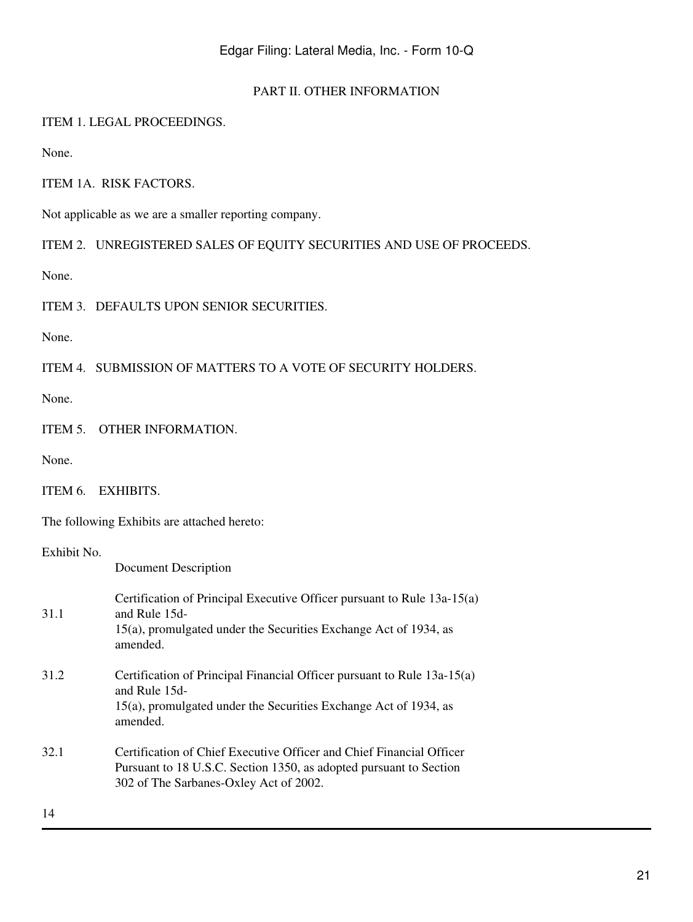## PART II. OTHER INFORMATION

ITEM 1. LEGAL PROCEEDINGS.

None.

ITEM 1A. RISK FACTORS.

Not applicable as we are a smaller reporting company.

ITEM 2. UNREGISTERED SALES OF EQUITY SECURITIES AND USE OF PROCEEDS.

None.

ITEM 3. DEFAULTS UPON SENIOR SECURITIES.

None.

ITEM 4. SUBMISSION OF MATTERS TO A VOTE OF SECURITY HOLDERS.

None.

ITEM 5. OTHER INFORMATION.

None.

ITEM 6. EXHIBITS.

The following Exhibits are attached hereto:

| Exhibit No. | Document Description |
| --- | --- |
| 31.1 | Certification of Principal Executive Officer pursuant to Rule 13a-15(a) and Rule 15d-15(a), promulgated under the Securities Exchange Act of 1934, as amended. |
| 31.2 | Certification of Principal Financial Officer pursuant to Rule 13a-15(a) and Rule 15d-15(a), promulgated under the Securities Exchange Act of 1934, as amended. |
| 32.1 | Certification of Chief Executive Officer and Chief Financial Officer Pursuant to 18 U.S.C. Section 1350, as adopted pursuant to Section 302 of The Sarbanes-Oxley Act of 2002. |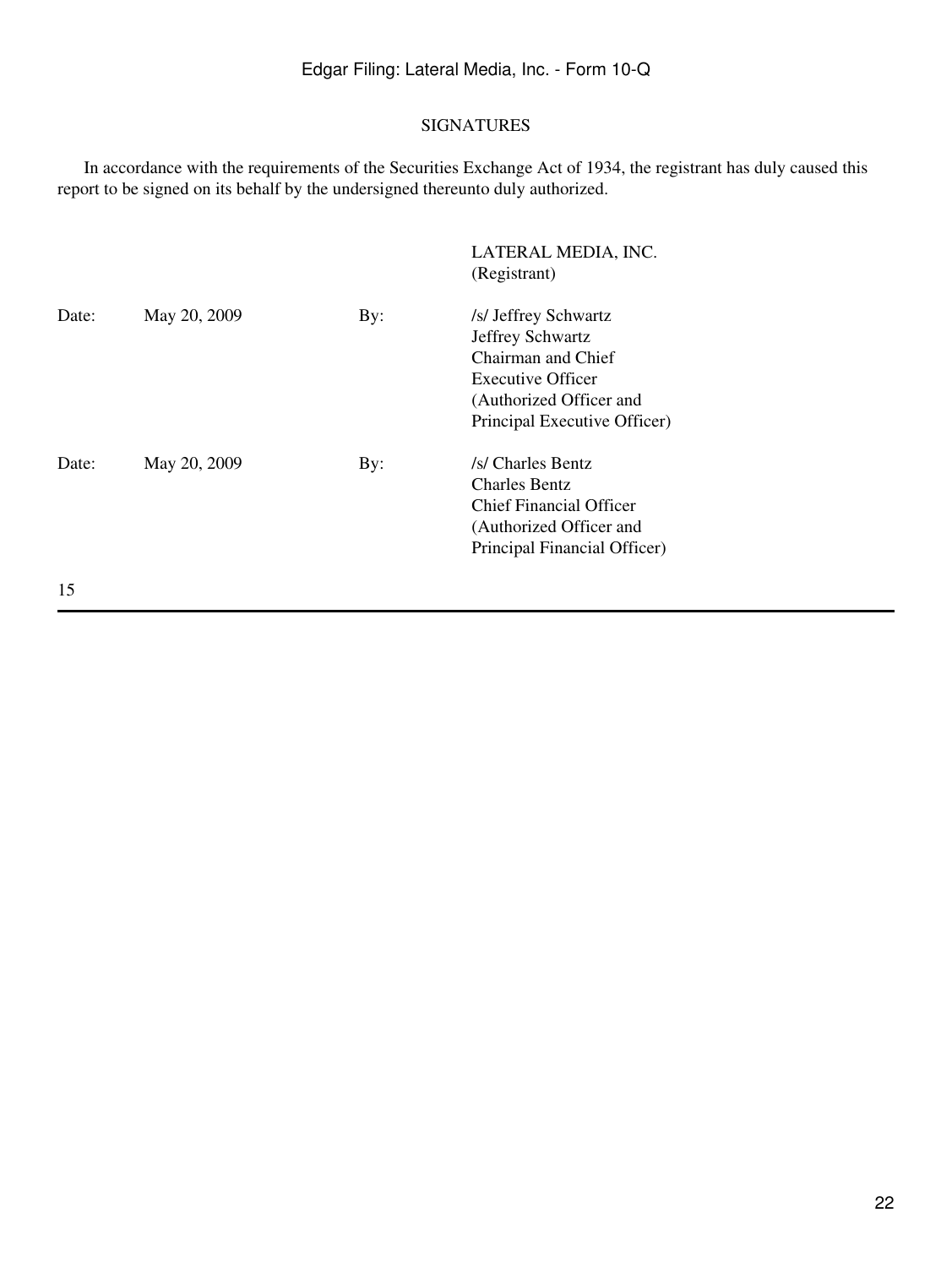## SIGNATURES

In accordance with the requirements of the Securities Exchange Act of 1934, the registrant has duly caused this report to be signed on its behalf by the undersigned thereunto duly authorized.

| | | | |
|---|---|---|---|
| | | | LATERAL MEDIA, INC.<br>(Registrant) |
| Date: | May 20, 2009 | By: | /s/ Jeffrey Schwartz<br>Jeffrey Schwartz<br>Chairman and Chief Executive Officer<br>(Authorized Officer and Principal Executive Officer) |
| Date: | May 20, 2009 | By: | /s/ Charles Bentz<br>Charles Bentz<br>Chief Financial Officer<br>(Authorized Officer and Principal Financial Officer) |